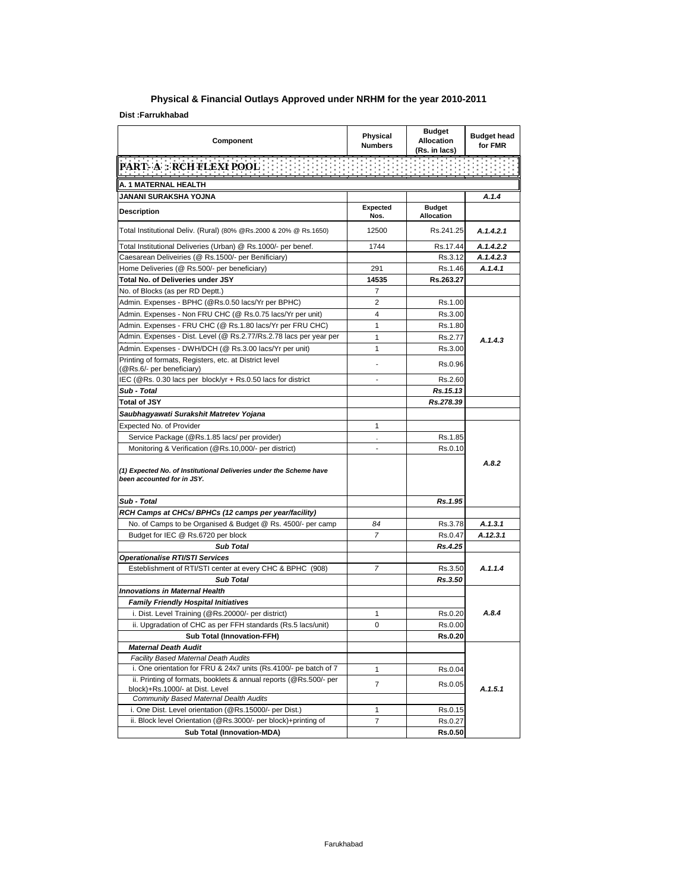## Physical & Financial Outlays Approved under NRHM for the year 2010-2011

**Dist :Farrukhabad**

| Component | Physical Numbers | Budget Allocation (Rs. in lacs) | Budget head for FMR |
|---|---|---|---|
| **PART- A : RCH FLEXI POOL** | | | |
| **A. 1 MATERNAL HEALTH** | | | |
| **JANANI SURAKSHA YOJNA** | | | *A.1.4* |
| **Description** | **Expected Nos.** | **Budget Allocation** | |
| Total Institutional Deliv. (Rural) (80% @Rs.2000 & 20% @ Rs.1650) | 12500 | Rs.241.25 | *A.1.4.2.1* |
| Total Institutional Deliveries (Urban) @ Rs.1000/- per benef. | 1744 | Rs.17.44 | *A.1.4.2.2* |
| Caesarean Deliveiries (@ Rs.1500/- per Benificiary) | | Rs.3.12 | *A.1.4.2.3* |
| Home Deliveries (@ Rs.500/- per beneficiary) | 291 | Rs.1.46 | *A.1.4.1* |
| **Total No. of Deliveries under JSY** | **14535** | **Rs.263.27** | |
| No. of Blocks (as per RD Deptt.) | 7 | | |
| Admin. Expenses - BPHC (@Rs.0.50 lacs/Yr per BPHC) | 2 | Rs.1.00 | *A.1.4.3* |
| Admin. Expenses - Non FRU CHC (@ Rs.0.75 lacs/Yr per unit) | 4 | Rs.3.00 | |
| Admin. Expenses - FRU CHC (@ Rs.1.80 lacs/Yr per FRU CHC) | 1 | Rs.1.80 | |
| Admin. Expenses - Dist. Level (@ Rs.2.77/Rs.2.78 lacs per year per | 1 | Rs.2.77 | |
| Admin. Expenses - DWH/DCH (@ Rs.3.00 lacs/Yr per unit) | 1 | Rs.3.00 | |
| Printing of formats, Registers, etc. at District level (@Rs.6/- per beneficiary) | - | Rs.0.96 | |
| IEC (@Rs. 0.30 lacs per block/yr + Rs.0.50 lacs for district | - | Rs.2.60 | |
| ***Sub - Total*** | | ***Rs.15.13*** | |
| **Total of JSY** | | ***Rs.278.39*** | |
| ***Saubhagyawati Surakshit Matretev Yojana*** | | | |
| Expected No. of Provider | 1 | | *A.8.2* |
| Service Package (@Rs.1.85 lacs/ per provider) | . | Rs.1.85 | |
| Monitoring & Verification (@Rs.10,000/- per district) | - | Rs.0.10 | |
| ***(1) Expected No. of Institutional Deliveries under the Scheme have been accounted for in JSY.*** | | | |
| ***Sub - Total*** | | ***Rs.1.95*** | |
| ***RCH Camps at CHCs/ BPHCs (12 camps per year/facility)*** | | | |
| No. of Camps to be Organised & Budget @ Rs. 4500/- per camp | *84* | Rs.3.78 | *A.1.3.1* |
| Budget for IEC @ Rs.6720 per block | *7* | Rs.0.47 | *A.12.3.1* |
| ***Sub Total*** | | ***Rs.4.25*** | |
| ***Operationalise RTI/STI Services*** | | | |
| Esteblishment of RTI/STI center at every CHC & BPHC (908) | *7* | Rs.3.50 | *A.1.1.4* |
| ***Sub Total*** | | ***Rs.3.50*** | |
| ***Innovations in Maternal Health*** | | | |
| ***Family Friendly Hospital Initiatives*** | | | *A.8.4* |
| i. Dist. Level Training (@Rs.20000/- per district) | 1 | Rs.0.20 | |
| ii. Upgradation of CHC as per FFH standards (Rs.5 lacs/unit) | 0 | Rs.0.00 | |
| **Sub Total (Innovation-FFH)** | | **Rs.0.20** | |
| ***Maternal Death Audit*** | | | *A.1.5.1* |
| *Facility Based Maternal Death Audits* | | | |
| i. One orientation for FRU & 24x7 units (Rs.4100/- pe batch of 7 | 1 | Rs.0.04 | |
| ii. Printing of formats, booklets & annual reports (@Rs.500/- per block)+Rs.1000/- at Dist. Level | 7 | Rs.0.05 | |
| *Community Based Maternal Dealth Audits* | | | |
| i. One Dist. Level orientation (@Rs.15000/- per Dist.) | 1 | Rs.0.15 | |
| ii. Block level Orientation (@Rs.3000/- per block)+printing of | 7 | Rs.0.27 | |
| **Sub Total (Innovation-MDA)** | | **Rs.0.50** | |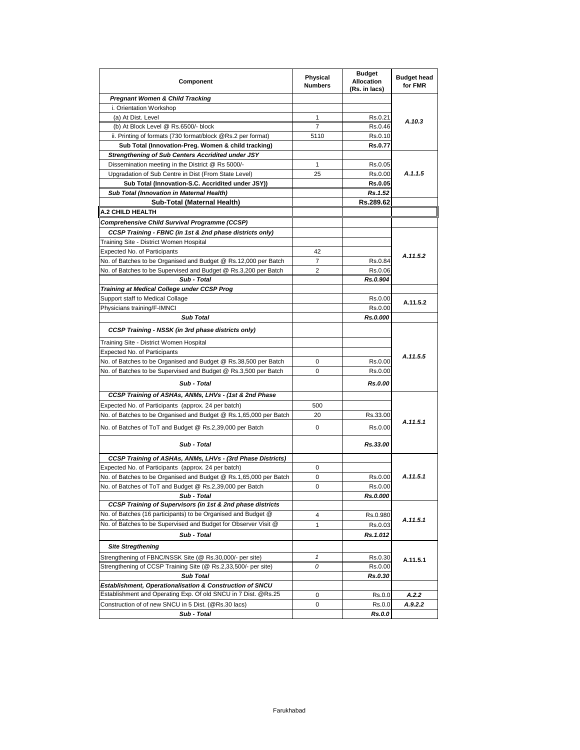| Component | Physical Numbers | Budget Allocation (Rs. in lacs) | Budget head for FMR |
|---|---|---|---|
| ***Pregnant Women & Child Tracking*** | | | |
| i. Orientation Workshop | | | A.10.3 |
| (a) At Dist. Level | 1 | Rs.0.21 | |
| (b) At Block Level @ Rs.6500/- block | 7 | Rs.0.46 | |
| ii. Printing of formats (730 format/block @Rs.2 per format) | 5110 | Rs.0.10 | |
| **Sub Total (Innovation-Preg. Women & child tracking)** | | **Rs.0.77** | |
| ***Strengthening of Sub Centers Accridited under JSY*** | | | A.1.1.5 |
| Dissemination meeting in the District @ Rs 5000/- | 1 | Rs.0.05 | |
| Upgradation of Sub Centre in Dist (From State Level) | 25 | Rs.0.00 | |
| **Sub Total (Innovation-S.C. Accridited under JSY))** | | **Rs.0.05** | |
| ***Sub Total (Innovation in Maternal Health)*** | | ***Rs.1.52*** | |
| **Sub-Total (Maternal Health)** | | **Rs.289.62** | |
| **A.2 CHILD HEALTH** | | | |
| ***Comprehensive Child Survival Programme (CCSP)*** | | | |
| ***CCSP Training - FBNC (in 1st & 2nd phase districts only)*** | | | A.11.5.2 |
| Training Site - District Women Hospital | | | |
| Expected No. of Participants | 42 | | |
| No. of Batches to be Organised and Budget @ Rs.12,000 per Batch | 7 | Rs.0.84 | |
| No. of Batches to be Supervised and Budget @ Rs.3,200 per Batch | 2 | Rs.0.06 | |
| ***Sub - Total*** | | ***Rs.0.904*** | |
| ***Training at Medical College under CCSP Prog*** | | | |
| Support staff to Medical Collage | | Rs.0.00 | A.11.5.2 |
| Physicians training/F-IMNCI | | Rs.0.00 | |
| ***Sub Total*** | | ***Rs.0.000*** | |
| ***CCSP Training - NSSK (in 3rd phase districts only)*** | | | A.11.5.5 |
| Training Site - District Women Hospital | | | |
| Expected No. of Participants | | | |
| No. of Batches to be Organised and Budget @ Rs.38,500 per Batch | 0 | Rs.0.00 | |
| No. of Batches to be Supervised and Budget @ Rs.3,500 per Batch | 0 | Rs.0.00 | |
| ***Sub - Total*** | | ***Rs.0.00*** | |
| ***CCSP Training of ASHAs, ANMs, LHVs - (1st & 2nd Phase*** | | | A.11.5.1 |
| Expected No. of Participants (approx. 24 per batch) | 500 | | |
| No. of Batches to be Organised and Budget @ Rs.1,65,000 per Batch | 20 | Rs.33.00 | |
| No. of Batches of ToT and Budget @ Rs.2,39,000 per Batch | 0 | Rs.0.00 | |
| ***Sub - Total*** | | ***Rs.33.00*** | |
| ***CCSP Training of ASHAs, ANMs, LHVs - (3rd Phase Districts)*** | | | A.11.5.1 |
| Expected No. of Participants (approx. 24 per batch) | 0 | | |
| No. of Batches to be Organised and Budget @ Rs.1,65,000 per Batch | 0 | Rs.0.00 | |
| No. of Batches of ToT and Budget @ Rs.2,39,000 per Batch | 0 | Rs.0.00 | |
| ***Sub - Total*** | | ***Rs.0.000*** | |
| ***CCSP Training of Supervisors (in 1st & 2nd phase districts*** | | | A.11.5.1 |
| No. of Batches (16 participants) to be Organised and Budget @ | 4 | Rs.0.980 | |
| No. of Batches to be Supervised and Budget for Observer Visit @ | 1 | Rs.0.03 | |
| ***Sub - Total*** | | ***Rs.1.012*** | |
| ***Site Stregthening*** | | | A.11.5.1 |
| Strengthening of FBNC/NSSK Site (@ Rs.30,000/- per site) | *1* | Rs.0.30 | |
| Strengthening of CCSP Training Site (@ Rs.2,33,500/- per site) | *0* | Rs.0.00 | |
| ***Sub Total*** | | ***Rs.0.30*** | |
| ***Establishment, Operationalisation & Construction of SNCU*** | | | |
| Establishment and Operating Exp. Of old SNCU in 7 Dist. @Rs.25 | 0 | Rs.0.0 | *A.2.2* |
| Construction of of new SNCU in 5 Dist. (@Rs.30 lacs) | 0 | Rs.0.0 | *A.9.2.2* |
| ***Sub - Total*** | | ***Rs.0.0*** | |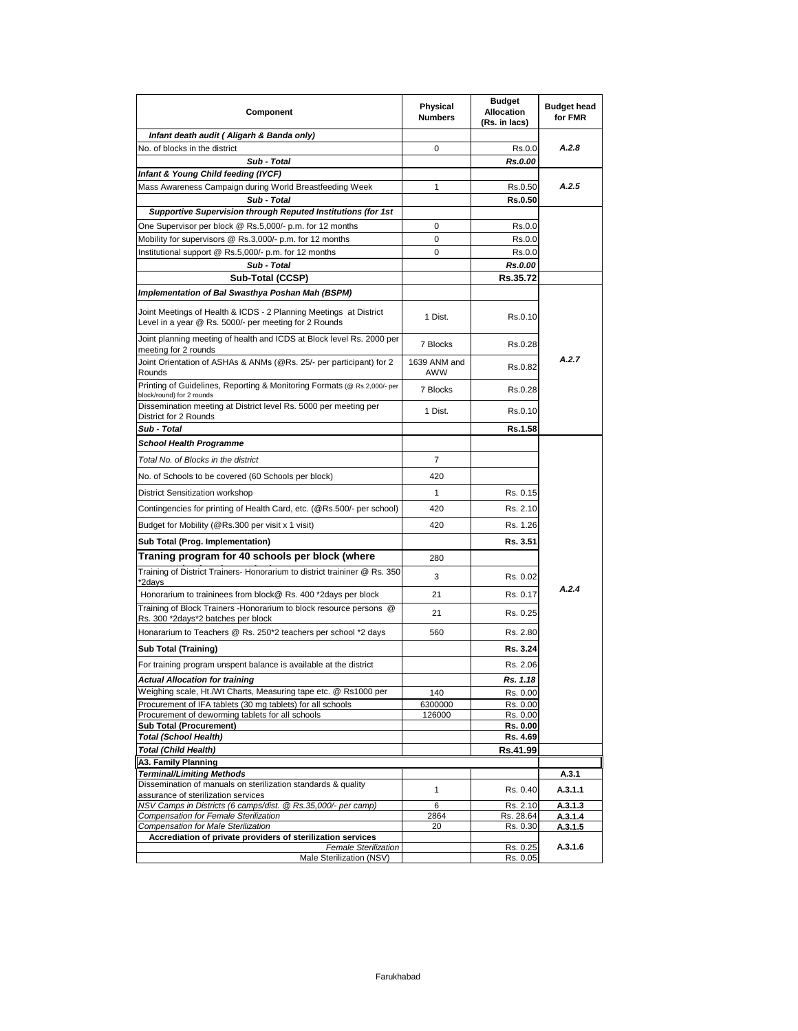| Component | Physical Numbers | Budget Allocation (Rs. in lacs) | Budget head for FMR |
|---|---|---|---|
| ***Infant death audit ( Aligarh & Banda only)*** | | | |
| No. of blocks in the district | 0 | Rs.0.0 | *A.2.8* |
| ***Sub - Total*** | | ***Rs.0.00*** | |
| ***Infant & Young Child feeding (IYCF)*** | | | |
| Mass Awareness Campaign during World Breastfeeding Week | 1 | Rs.0.50 | *A.2.5* |
| ***Sub - Total*** | | **Rs.0.50** | |
| ***Supportive Supervision through Reputed Institutions (for 1st*** | | | |
| One Supervisor per block @ Rs.5,000/- p.m. for 12 months | 0 | Rs.0.0 | |
| Mobility for supervisors @ Rs.3,000/- p.m. for 12 months | 0 | Rs.0.0 | |
| Institutional support @ Rs.5,000/- p.m. for 12 months | 0 | Rs.0.0 | |
| ***Sub - Total*** | | ***Rs.0.00*** | |
| **Sub-Total (CCSP)** | | **Rs.35.72** | |
| ***Implementation of Bal Swasthya Poshan Mah (BSPM)*** | | | |
| Joint Meetings of Health & ICDS - 2 Planning Meetings at District Level in a year @ Rs. 5000/- per meeting for 2 Rounds | 1 Dist. | Rs.0.10 | *A.2.7* |
| Joint planning meeting of health and ICDS at Block level Rs. 2000 per meeting for 2 rounds | 7 Blocks | Rs.0.28 | |
| Joint Orientation of ASHAs & ANMs (@Rs. 25/- per participant) for 2 Rounds | 1639 ANM and AWW | Rs.0.82 | |
| Printing of Guidelines, Reporting & Monitoring Formats (@ Rs.2,000/- per block/round) for 2 rounds | 7 Blocks | Rs.0.28 | |
| Dissemination meeting at District level Rs. 5000 per meeting per District for 2 Rounds | 1 Dist. | Rs.0.10 | |
| ***Sub - Total*** | | **Rs.1.58** | |
| ***School Health Programme*** | | | *A.2.4* |
| *Total No. of Blocks in the district* | 7 | | |
| No. of Schools to be covered (60 Schools per block) | 420 | | |
| District Sensitization workshop | 1 | Rs. 0.15 | |
| Contingencies for printing of Health Card, etc. (@Rs.500/- per school) | 420 | Rs. 2.10 | |
| Budget for Mobility (@Rs.300 per visit x 1 visit) | 420 | Rs. 1.26 | |
| **Sub Total (Prog. Implementation)** | | **Rs. 3.51** | |
| **Traning program for 40 schools per block (where** | 280 | | |
| Training of District Trainers- Honorarium to district traininer @ Rs. 350 *2days | 3 | Rs. 0.02 | |
| Honorarium to traininees from block@ Rs. 400 *2days per block | 21 | Rs. 0.17 | |
| Training of Block Trainers -Honorarium to block resource persons @ Rs. 300 *2days*2 batches per block | 21 | Rs. 0.25 | |
| Honararium to Teachers @ Rs. 250*2 teachers per school *2 days | 560 | Rs. 2.80 | |
| **Sub Total (Training)** | | **Rs. 3.24** | |
| For training program unspent balance is available at the district | | Rs. 2.06 | |
| ***Actual Allocation for training*** | | ***Rs. 1.18*** | |
| Weighing scale, Ht./Wt Charts, Measuring tape etc. @ Rs1000 per | 140 | Rs. 0.00 | |
| Procurement of IFA tablets (30 mg tablets) for all schools | 6300000 | Rs. 0.00 | |
| Procurement of deworming tablets for all schools | 126000 | Rs. 0.00 | |
| **Sub Total (Procurement)** | | **Rs. 0.00** | |
| ***Total (School Health)*** | | **Rs. 4.69** | |
| ***Total (Child Health)*** | | **Rs.41.99** | |
| **A3. Family Planning** | | | |
| ***Terminal/Limiting Methods*** | | | **A.3.1** |
| Dissemination of manuals on sterilization standards & quality assurance of sterilization services | 1 | Rs. 0.40 | **A.3.1.1** |
| *NSV Camps in Districts (6 camps/dist. @ Rs.35,000/- per camp)* | 6 | Rs. 2.10 | **A.3.1.3** |
| *Compensation for Female Sterilization* | 2864 | Rs. 28.64 | **A.3.1.4** |
| *Compensation for Male Sterilization* | 20 | Rs. 0.30 | **A.3.1.5** |
| **Accrediation of private providers of sterilization services** | | | **A.3.1.6** |
| *Female Sterilization* | | Rs. 0.25 | |
| Male Sterilization (NSV) | | Rs. 0.05 | |

Farukhabad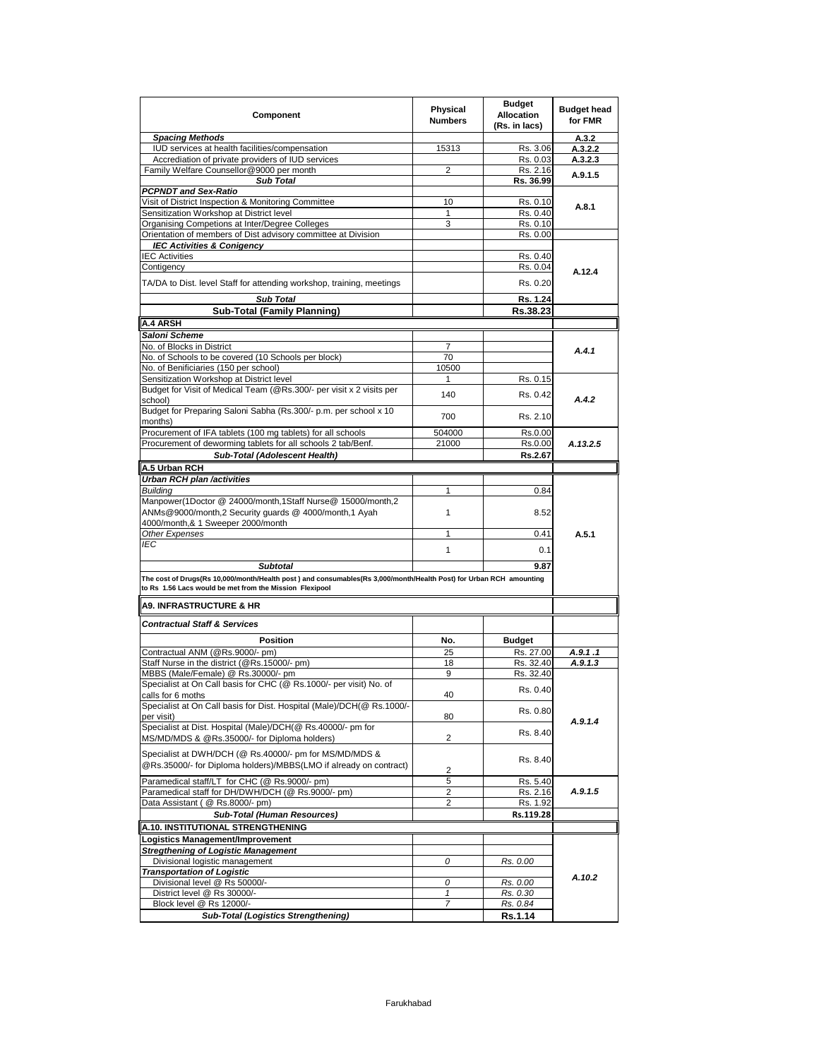| Component | Physical Numbers | Budget Allocation (Rs. in lacs) | Budget head for FMR |
|---|---|---|---|
| ***Spacing Methods*** | | | **A.3.2** |
| IUD services at health facilities/compensation | 15313 | Rs. 3.06 | **A.3.2.2** |
| Accrediation of private providers of IUD services | | Rs. 0.03 | **A.3.2.3** |
| Family Welfare Counsellor@9000 per month | 2 | Rs. 2.16 | **A.9.1.5** |
| ***Sub Total*** | | **Rs. 36.99** | |
| ***PCPNDT and Sex-Ratio*** | | | |
| Visit of District Inspection & Monitoring Committee | 10 | Rs. 0.10 | **A.8.1** |
| Sensitization Workshop at District level | 1 | Rs. 0.40 | |
| Organising Competions at Inter/Degree Colleges | 3 | Rs. 0.10 | |
| Orientation of members of Dist advisory committee at Division | | Rs. 0.00 | |
| ***IEC Activities & Conigency*** | | | |
| IEC Activities | | Rs. 0.40 | **A.12.4** |
| Contigency | | Rs. 0.04 | |
| TA/DA to Dist. level Staff for attending workshop, training, meetings | | Rs. 0.20 | |
| ***Sub Total*** | | **Rs. 1.24** | |
| **Sub-Total (Family Planning)** | | **Rs.38.23** | |
| **A.4 ARSH** | | | |
| ***Saloni Scheme*** | | | |
| No. of Blocks in District | 7 | | *A.4.1* |
| No. of Schools to be covered (10 Schools per block) | 70 | | |
| No. of Benificiaries (150 per school) | 10500 | | |
| Sensitization Workshop at District level | 1 | Rs. 0.15 | *A.4.2* |
| Budget for Visit of Medical Team (@Rs.300/- per visit x 2 visits per school) | 140 | Rs. 0.42 | |
| Budget for Preparing Saloni Sabha (Rs.300/- p.m. per school x 10 months) | 700 | Rs. 2.10 | |
| Procurement of IFA tablets (100 mg tablets) for all schools | 504000 | Rs.0.00 | *A.13.2.5* |
| Procurement of deworming tablets for all schools 2 tab/Benf. | 21000 | Rs.0.00 | |
| ***Sub-Total (Adolescent Health)*** | | **Rs.2.67** | |
| **A.5 Urban RCH** | | | |
| ***Urban RCH plan /activities*** | | | |
| *Building* | 1 | 0.84 | **A.5.1** |
| Manpower(1Doctor @ 24000/month,1Staff Nurse@ 15000/month,2 ANMs@9000/month,2 Security guards @ 4000/month,1 Ayah 4000/month,& 1 Sweeper 2000/month | 1 | 8.52 | |
| *Other Expenses* | 1 | 0.41 | |
| *IEC* | 1 | 0.1 | |
| ***Subtotal*** | | **9.87** | |
| **The cost of Drugs(Rs 10,000/month/Health post ) and consumables(Rs 3,000/month/Health Post) for Urban RCH amounting to Rs 1.56 Lacs would be met from the Mission Flexipool** | | | |
| **A9. INFRASTRUCTURE & HR** | | | |
| ***Contractual Staff & Services*** | | | |
| **Position** | **No.** | **Budget** | |
| Contractual ANM (@Rs.9000/- pm) | 25 | Rs. 27.00 | *A.9.1 .1* |
| Staff Nurse in the district (@Rs.15000/- pm) | 18 | Rs. 32.40 | *A.9.1.3* |
| MBBS (Male/Female) @ Rs.30000/- pm | 9 | Rs. 32.40 | *A.9.1.4* |
| Specialist at On Call basis for CHC (@ Rs.1000/- per visit) No. of calls for 6 moths | 40 | Rs. 0.40 | |
| Specialist at On Call basis for Dist. Hospital (Male)/DCH(@ Rs.1000/- per visit) | 80 | Rs. 0.80 | |
| Specialist at Dist. Hospital (Male)/DCH(@ Rs.40000/- pm for MS/MD/MDS & @Rs.35000/- for Diploma holders) | 2 | Rs. 8.40 | |
| Specialist at DWH/DCH (@ Rs.40000/- pm for MS/MD/MDS & @Rs.35000/- for Diploma holders)/MBBS(LMO if already on contract) | 2 | Rs. 8.40 | |
| Paramedical staff/LT for CHC (@ Rs.9000/- pm) | 5 | Rs. 5.40 | *A.9.1.5* |
| Paramedical staff for DH/DWH/DCH (@ Rs.9000/- pm) | 2 | Rs. 2.16 | |
| Data Assistant ( @ Rs.8000/- pm) | 2 | Rs. 1.92 | |
| ***Sub-Total (Human Resources)*** | | **Rs.119.28** | |
| **A.10. INSTITUTIONAL STRENGTHENING** | | | |
| **Logistics Management/Improvement** | | | *A.10.2* |
| ***Stregthening of Logistic Management*** | | | |
| Divisional logistic management | *0* | *Rs. 0.00* | |
| ***Transportation of Logistic*** | | | |
| Divisional level @ Rs 50000/- | *0* | *Rs. 0.00* | |
| District level @ Rs 30000/- | *1* | *Rs. 0.30* | |
| Block level @ Rs 12000/- | *7* | *Rs. 0.84* | |
| ***Sub-Total (Logistics Strengthening)*** | | **Rs.1.14** | |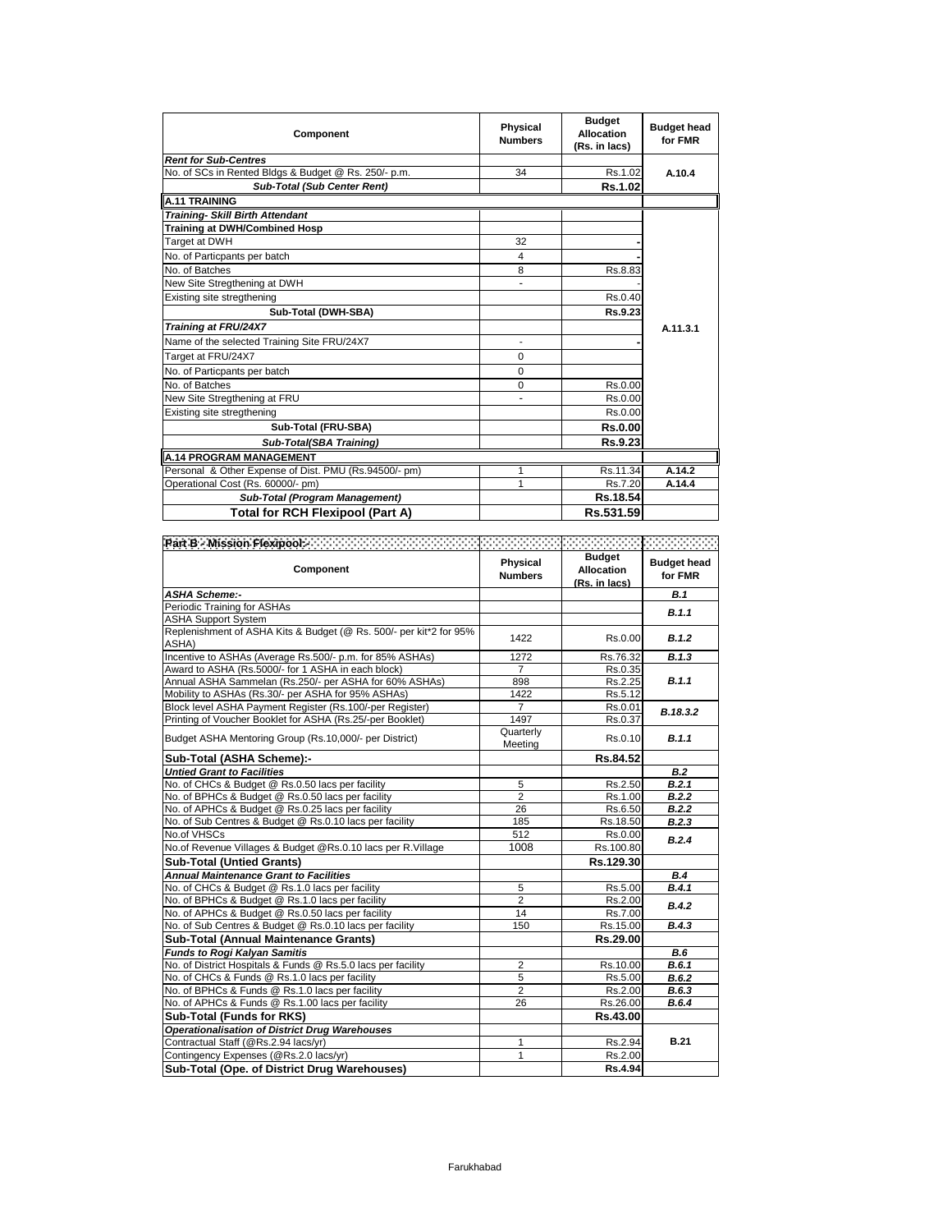| Component | Physical Numbers | Budget Allocation (Rs. in lacs) | Budget head for FMR |
|---|---|---|---|
| ***Rent for Sub-Centres*** | | | |
| No. of SCs in Rented Bldgs & Budget @ Rs. 250/- p.m. | 34 | Rs.1.02 | A.10.4 |
| ***Sub-Total (Sub Center Rent)*** | | **Rs.1.02** | |
| **A.11 TRAINING** | | | |
| ***Training- Skill Birth Attendant*** | | | A.11.3.1 |
| **Training at DWH/Combined Hosp** | | | |
| Target at DWH | 32 | - | |
| No. of Particpants per batch | 4 | - | |
| No. of Batches | 8 | Rs.8.83 | |
| New Site Stregthening at DWH | - | - | |
| Existing site stregthening | | Rs.0.40 | |
| **Sub-Total (DWH-SBA)** | | **Rs.9.23** | |
| ***Training at FRU/24X7*** | | | |
| Name of the selected Training Site FRU/24X7 | - | - | |
| Target at FRU/24X7 | 0 | | |
| No. of Particpants per batch | 0 | | |
| No. of Batches | 0 | Rs.0.00 | |
| New Site Stregthening at FRU | - | Rs.0.00 | |
| Existing site stregthening | | Rs.0.00 | |
| **Sub-Total (FRU-SBA)** | | **Rs.0.00** | |
| ***Sub-Total(SBA Training)*** | | **Rs.9.23** | |
| **A.14 PROGRAM MANAGEMENT** | | | |
| Personal & Other Expense of Dist. PMU (Rs.94500/- pm) | 1 | Rs.11.34 | A.14.2 |
| Operational Cost (Rs. 60000/- pm) | 1 | Rs.7.20 | A.14.4 |
| ***Sub-Total (Program Management)*** | | **Rs.18.54** | |
| **Total for RCH Flexipool (Part A)** | | **Rs.531.59** | |

**Part B - Mission Flexipool:-**

| Component | Physical Numbers | Budget Allocation (Rs. in lacs) | Budget head for FMR |
|---|---|---|---|
| ***ASHA Scheme:-*** | | | ***B.1*** |
| Periodic Training for ASHAs | | | ***B.1.1*** |
| ASHA Support System | | | |
| Replenishment of ASHA Kits & Budget (@ Rs. 500/- per kit*2 for 95% ASHA) | 1422 | Rs.0.00 | ***B.1.2*** |
| Incentive to ASHAs (Average Rs.500/- p.m. for 85% ASHAs) | 1272 | Rs.76.32 | ***B.1.3*** |
| Award to ASHA (Rs.5000/- for 1 ASHA in each block) | 7 | Rs.0.35 | ***B.1.1*** |
| Annual ASHA Sammelan (Rs.250/- per ASHA for 60% ASHAs) | 898 | Rs.2.25 | |
| Mobility to ASHAs (Rs.30/- per ASHA for 95% ASHAs) | 1422 | Rs.5.12 | |
| Block level ASHA Payment Register (Rs.100/-per Register) | 7 | Rs.0.01 | ***B.18.3.2*** |
| Printing of Voucher Booklet for ASHA (Rs.25/-per Booklet) | 1497 | Rs.0.37 | |
| Budget ASHA Mentoring Group (Rs.10,000/- per District) | Quarterly Meeting | Rs.0.10 | ***B.1.1*** |
| **Sub-Total (ASHA Scheme):-** | | **Rs.84.52** | |
| ***Untied Grant to Facilities*** | | | ***B.2*** |
| No. of CHCs & Budget @ Rs.0.50 lacs per facility | 5 | Rs.2.50 | ***B.2.1*** |
| No. of BPHCs & Budget @ Rs.0.50 lacs per facility | 2 | Rs.1.00 | ***B.2.2*** |
| No. of APHCs & Budget @ Rs.0.25 lacs per facility | 26 | Rs.6.50 | ***B.2.2*** |
| No. of Sub Centres & Budget @ Rs.0.10 lacs per facility | 185 | Rs.18.50 | ***B.2.3*** |
| No.of VHSCs | 512 | Rs.0.00 | ***B.2.4*** |
| No.of Revenue Villages & Budget @Rs.0.10 lacs per R.Village | 1008 | Rs.100.80 | |
| **Sub-Total (Untied Grants)** | | **Rs.129.30** | |
| ***Annual Maintenance Grant to Facilities*** | | | ***B.4*** |
| No. of CHCs & Budget @ Rs.1.0 lacs per facility | 5 | Rs.5.00 | ***B.4.1*** |
| No. of BPHCs & Budget @ Rs.1.0 lacs per facility | 2 | Rs.2.00 | ***B.4.2*** |
| No. of APHCs & Budget @ Rs.0.50 lacs per facility | 14 | Rs.7.00 | |
| No. of Sub Centres & Budget @ Rs.0.10 lacs per facility | 150 | Rs.15.00 | ***B.4.3*** |
| **Sub-Total (Annual Maintenance Grants)** | | **Rs.29.00** | |
| ***Funds to Rogi Kalyan Samitis*** | | | ***B.6*** |
| No. of District Hospitals & Funds @ Rs.5.0 lacs per facility | 2 | Rs.10.00 | ***B.6.1*** |
| No. of CHCs & Funds @ Rs.1.0 lacs per facility | 5 | Rs.5.00 | ***B.6.2*** |
| No. of BPHCs & Funds @ Rs.1.0 lacs per facility | 2 | Rs.2.00 | ***B.6.3*** |
| No. of APHCs & Funds @ Rs.1.00 lacs per facility | 26 | Rs.26.00 | ***B.6.4*** |
| **Sub-Total (Funds for RKS)** | | **Rs.43.00** | |
| ***Operationalisation of District Drug Warehouses*** | | | **B.21** |
| Contractual Staff (@Rs.2.94 lacs/yr) | 1 | Rs.2.94 | |
| Contingency Expenses (@Rs.2.0 lacs/yr) | 1 | Rs.2.00 | |
| **Sub-Total (Ope. of District Drug Warehouses)** | | **Rs.4.94** | |

Farukhabad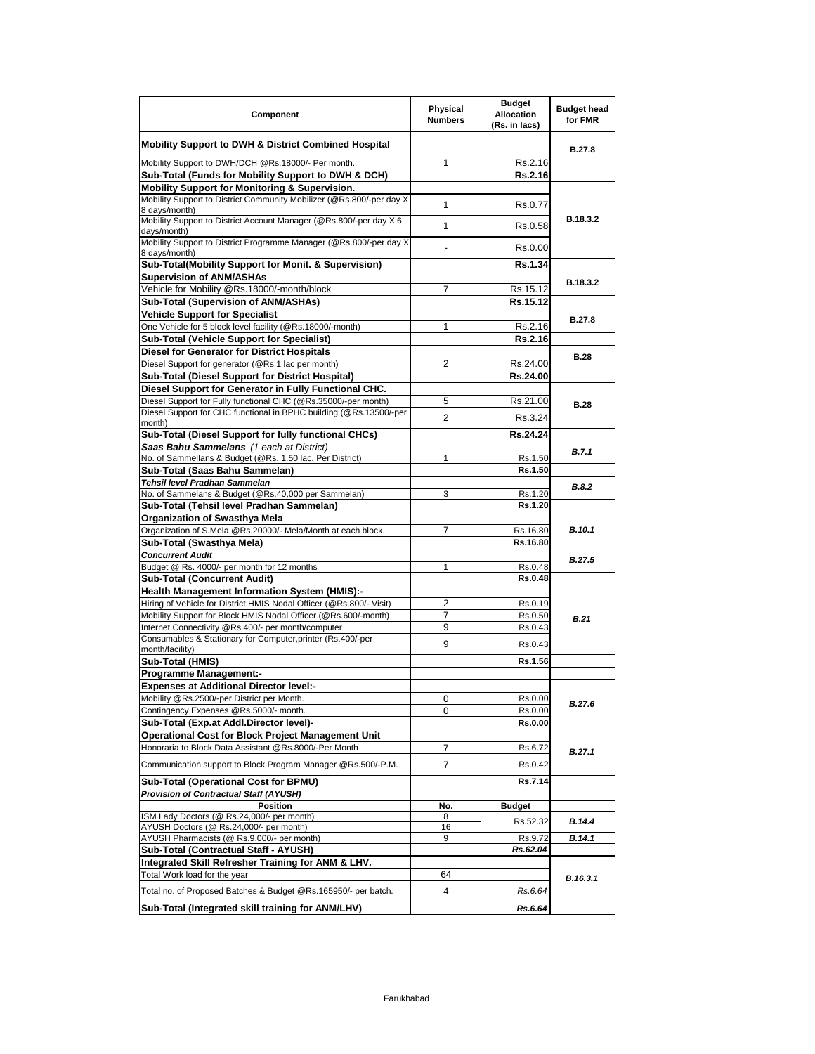| Component | Physical Numbers | Budget Allocation (Rs. in lacs) | Budget head for FMR |
|---|---|---|---|
| **Mobility Support to DWH & District Combined Hospital** | | | **B.27.8** |
| Mobility Support to DWH/DCH @Rs.18000/- Per month. | 1 | Rs.2.16 | |
| **Sub-Total (Funds for Mobility Support to DWH & DCH)** | | **Rs.2.16** | |
| **Mobility Support for Monitoring & Supervision.** | | | **B.18.3.2** |
| Mobility Support to District Community Mobilizer (@Rs.800/-per day X 8 days/month) | 1 | Rs.0.77 | |
| Mobility Support to District Account Manager (@Rs.800/-per day X 6 days/month) | 1 | Rs.0.58 | |
| Mobility Support to District Programme Manager (@Rs.800/-per day X 8 days/month) | - | Rs.0.00 | |
| **Sub-Total(Mobility Support for Monit. & Supervision)** | | **Rs.1.34** | |
| **Supervision of ANM/ASHAs** | | | **B.18.3.2** |
| Vehicle for Mobility @Rs.18000/-month/block | 7 | Rs.15.12 | |
| **Sub-Total (Supervision of ANM/ASHAs)** | | **Rs.15.12** | |
| **Vehicle Support for Specialist** | | | **B.27.8** |
| One Vehicle for 5 block level facility (@Rs.18000/-month) | 1 | Rs.2.16 | |
| **Sub-Total (Vehicle Support for Specialist)** | | **Rs.2.16** | |
| **Diesel for Generator for District Hospitals** | | | **B.28** |
| Diesel Support for generator (@Rs.1 lac per month) | 2 | Rs.24.00 | |
| **Sub-Total (Diesel Support for District Hospital)** | | **Rs.24.00** | |
| **Diesel Support for Generator in Fully Functional CHC.** | | | **B.28** |
| Diesel Support for Fully functional CHC (@Rs.35000/-per month) | 5 | Rs.21.00 | |
| Diesel Support for CHC functional in BPHC building (@Rs.13500/-per month) | 2 | Rs.3.24 | |
| **Sub-Total (Diesel Support for fully functional CHCs)** | | **Rs.24.24** | |
| ***Saas Bahu Sammelans*** *(1 each at District)* | | | ***B.7.1*** |
| No. of Sammellans & Budget (@Rs. 1.50 lac. Per District) | 1 | Rs.1.50 | |
| **Sub-Total (Saas Bahu Sammelan)** | | **Rs.1.50** | |
| ***Tehsil level Pradhan Sammelan*** | | | ***B.8.2*** |
| No. of Sammelans & Budget (@Rs.40,000 per Sammelan) | 3 | Rs.1.20 | |
| **Sub-Total (Tehsil level Pradhan Sammelan)** | | **Rs.1.20** | |
| **Organization of Swasthya Mela** | | | ***B.10.1*** |
| Organization of S.Mela @Rs.20000/- Mela/Month at each block. | 7 | Rs.16.80 | |
| **Sub-Total (Swasthya Mela)** | | **Rs.16.80** | |
| ***Concurrent Audit*** | | | ***B.27.5*** |
| Budget @ Rs. 4000/- per month for 12 months | 1 | Rs.0.48 | |
| **Sub-Total (Concurrent Audit)** | | **Rs.0.48** | |
| **Health Management Information System (HMIS):-** | | | ***B.21*** |
| Hiring of Vehicle for District HMIS Nodal Officer (@Rs.800/- Visit) | 2 | Rs.0.19 | |
| Mobility Support for Block HMIS Nodal Officer (@Rs.600/-month) | 7 | Rs.0.50 | |
| Internet Connectivity @Rs.400/- per month/computer | 9 | Rs.0.43 | |
| Consumables & Stationary for Computer,printer (Rs.400/-per month/facility) | 9 | Rs.0.43 | |
| **Sub-Total (HMIS)** | | **Rs.1.56** | |
| **Programme Management:-** | | | |
| **Expenses at Additional Director level:-** | | | ***B.27.6*** |
| Mobility @Rs.2500/-per District per Month. | 0 | Rs.0.00 | |
| Contingency Expenses @Rs.5000/- month. | 0 | Rs.0.00 | |
| **Sub-Total (Exp.at Addl.Director level)-** | | **Rs.0.00** | |
| **Operational Cost for Block Project Management Unit** | | | ***B.27.1*** |
| Honoraria to Block Data Assistant @Rs.8000/-Per Month | 7 | Rs.6.72 | |
| Communication support to Block Program Manager @Rs.500/-P.M. | 7 | Rs.0.42 | |
| **Sub-Total (Operational Cost for BPMU)** | | **Rs.7.14** | |
| ***Provision of Contractual Staff (AYUSH)*** | | | |
| **Position** | **No.** | **Budget** | |
| ISM Lady Doctors (@ Rs.24,000/- per month) | 8 | Rs.52.32 | ***B.14.4*** |
| AYUSH Doctors (@ Rs.24,000/- per month) | 16 | | |
| AYUSH Pharmacists (@ Rs.9,000/- per month) | 9 | Rs.9.72 | ***B.14.1*** |
| **Sub-Total (Contractual Staff - AYUSH)** | | ***Rs.62.04*** | |
| **Integrated Skill Refresher Training for ANM & LHV.** | | | ***B.16.3.1*** |
| Total Work load for the year | 64 | | |
| Total no. of Proposed Batches & Budget @Rs.165950/- per batch. | 4 | *Rs.6.64* | |
| **Sub-Total (Integrated skill training for ANM/LHV)** | | ***Rs.6.64*** | |

Farukhabad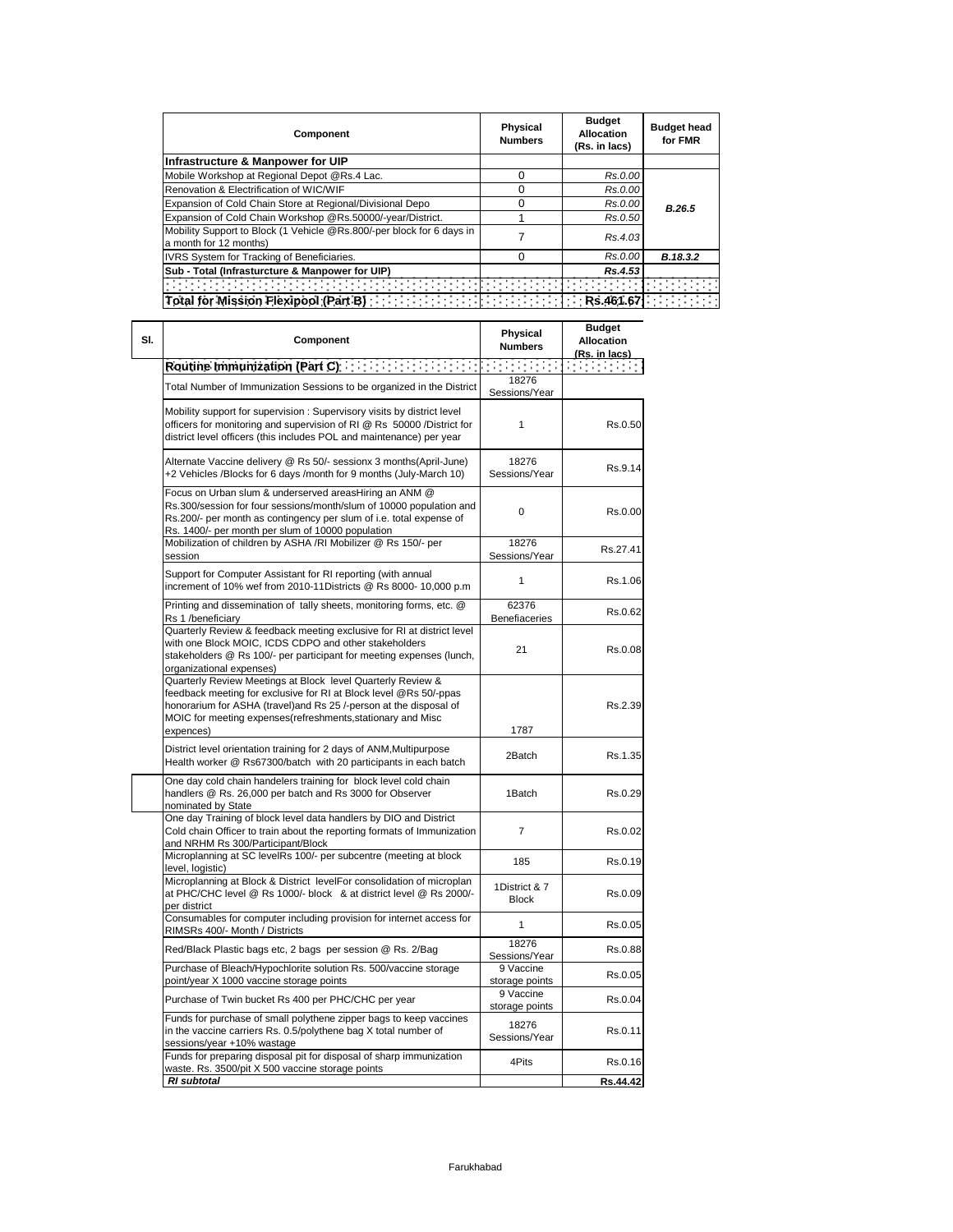| Component | Physical Numbers | Budget Allocation (Rs. in lacs) | Budget head for FMR |
|---|---|---|---|
| **Infrastructure & Manpower for UIP** | | | |
| Mobile Workshop at Regional Depot @Rs.4 Lac. | 0 | *Rs.0.00* | |
| Renovation & Electrification of WIC/WIF | 0 | *Rs.0.00* | |
| Expansion of Cold Chain Store at Regional/Divisional Depo | 0 | *Rs.0.00* | ***B.26.5*** |
| Expansion of Cold Chain Workshop @Rs.50000/-year/District. | 1 | *Rs.0.50* | |
| Mobility Support to Block (1 Vehicle @Rs.800/-per block for 6 days in a month for 12 months) | 7 | *Rs.4.03* | |
| IVRS System for Tracking of Beneficiaries. | 0 | *Rs.0.00* | ***B.18.3.2*** |
| **Sub - Total (Infrasturcture & Manpower for UIP)** | | ***Rs.4.53*** | |
| | | | |
| **Total for Mission Flexipool (Part B)** | | **Rs.461.67** | |

| Sl. | Component | Physical Numbers | Budget Allocation (Rs. in lacs) |
|---|---|---|---|
| | **Routine Immunization (Part C)** | | |
| | Total Number of Immunization Sessions to be organized in the District | 18276 Sessions/Year | |
| | Mobility support for supervision : Supervisory visits by district level officers for monitoring and supervision of RI @ Rs 50000 /District for district level officers (this includes POL and maintenance) per year | 1 | Rs.0.50 |
| | Alternate Vaccine delivery @ Rs 50/- sessionx 3 months(April-June) +2 Vehicles /Blocks for 6 days /month for 9 months (July-March 10) | 18276 Sessions/Year | Rs.9.14 |
| | Focus on Urban slum & underserved areasHiring an ANM @ Rs.300/session for four sessions/month/slum of 10000 population and Rs.200/- per month as contingency per slum of i.e. total expense of Rs. 1400/- per month per slum of 10000 population | 0 | Rs.0.00 |
| | Mobilization of children by ASHA /RI Mobilizer @ Rs 150/- per session | 18276 Sessions/Year | Rs.27.41 |
| | Support for Computer Assistant for RI reporting (with annual increment of 10% wef from 2010-11Districts @ Rs 8000- 10,000 p.m | 1 | Rs.1.06 |
| | Printing and dissemination of tally sheets, monitoring forms, etc. @ Rs 1 /beneficiary | 62376 Benefiaceries | Rs.0.62 |
| | Quarterly Review & feedback meeting exclusive for RI at district level with one Block MOIC, ICDS CDPO and other stakeholders stakeholders @ Rs 100/- per participant for meeting expenses (lunch, organizational expenses) | 21 | Rs.0.08 |
| | Quarterly Review Meetings at Block level Quarterly Review & feedback meeting for exclusive for RI at Block level @Rs 50/-ppas honorarium for ASHA (travel)and Rs 25 /-person at the disposal of MOIC for meeting expenses(refreshments,stationary and Misc expences) | 1787 | Rs.2.39 |
| | District level orientation training for 2 days of ANM,Multipurpose Health worker @ Rs67300/batch with 20 participants in each batch | 2Batch | Rs.1.35 |
| | One day cold chain handelers training for block level cold chain handlers @ Rs. 26,000 per batch and Rs 3000 for Observer nominated by State | 1Batch | Rs.0.29 |
| | One day Training of block level data handlers by DIO and District Cold chain Officer to train about the reporting formats of Immunization and NRHM Rs 300/Participant/Block | 7 | Rs.0.02 |
| | Microplanning at SC levelRs 100/- per subcentre (meeting at block level, logistic) | 185 | Rs.0.19 |
| | Microplanning at Block & District levelFor consolidation of microplan at PHC/CHC level @ Rs 1000/- block & at district level @ Rs 2000/- per district | 1District & 7 Block | Rs.0.09 |
| | Consumables for computer including provision for internet access for RIMSRs 400/- Month / Districts | 1 | Rs.0.05 |
| | Red/Black Plastic bags etc, 2 bags per session @ Rs. 2/Bag | 18276 Sessions/Year | Rs.0.88 |
| | Purchase of Bleach/Hypochlorite solution Rs. 500/vaccine storage point/year X 1000 vaccine storage points | 9 Vaccine storage points | Rs.0.05 |
| | Purchase of Twin bucket Rs 400 per PHC/CHC per year | 9 Vaccine storage points | Rs.0.04 |
| | Funds for purchase of small polythene zipper bags to keep vaccines in the vaccine carriers Rs. 0.5/polythene bag X total number of sessions/year +10% wastage | 18276 Sessions/Year | Rs.0.11 |
| | Funds for preparing disposal pit for disposal of sharp immunization waste. Rs. 3500/pit X 500 vaccine storage points | 4Pits | Rs.0.16 |
| | ***RI subtotal*** | | **Rs.44.42** |

Farukhabad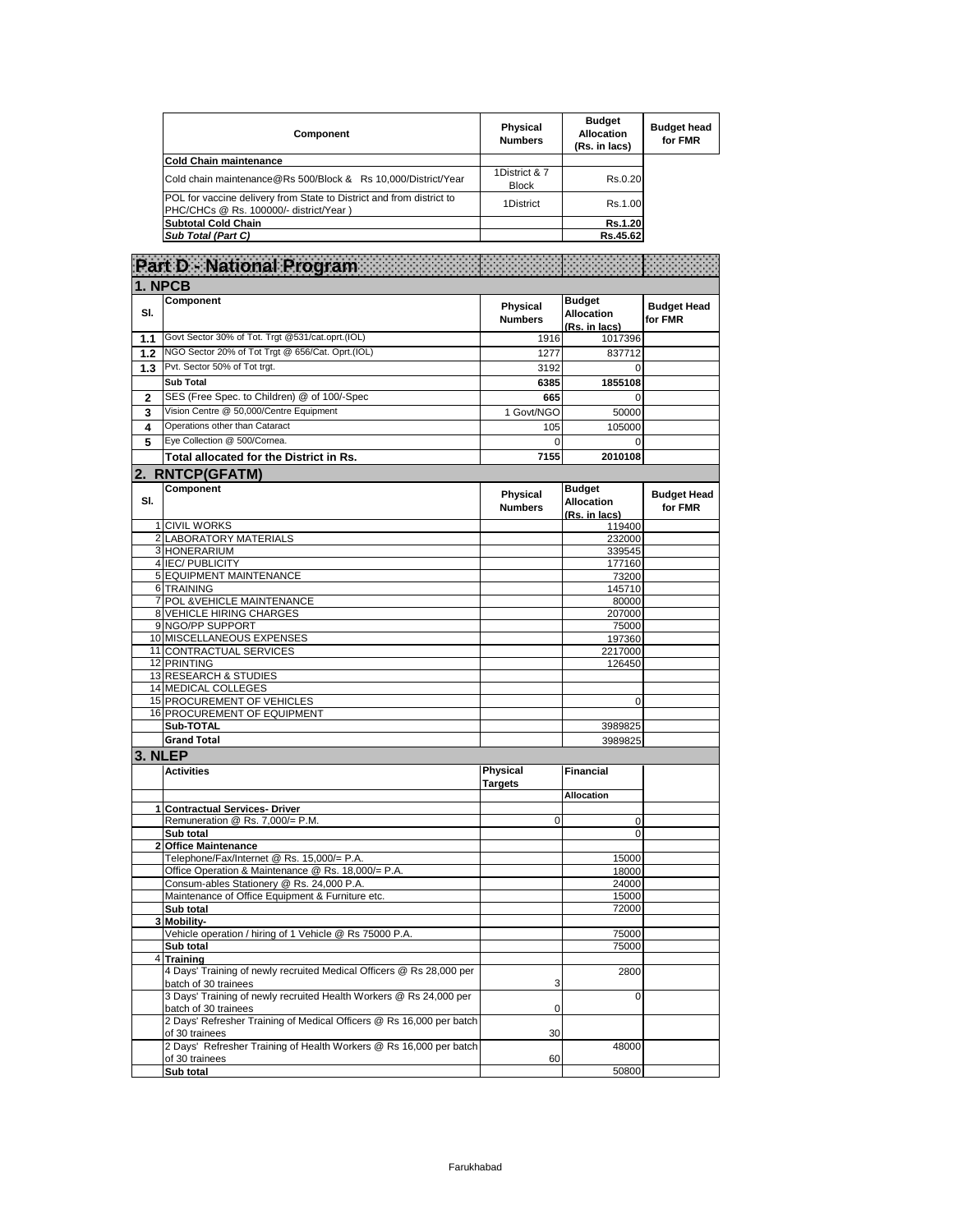| Component | Physical Numbers | Budget Allocation (Rs. in lacs) | Budget head for FMR |
|---|---|---|---|
| **Cold Chain maintenance** | | | |
| Cold chain maintenance@Rs 500/Block & Rs 10,000/District/Year | 1District & 7 Block | Rs.0.20 | |
| POL for vaccine delivery from State to District and from district to PHC/CHCs @ Rs. 100000/- district/Year ) | 1District | Rs.1.00 | |
| **Subtotal Cold Chain** | | **Rs.1.20** | |
| ***Sub Total (Part C)*** | | **Rs.45.62** | |

# Part D - National Program

## 1. NPCB

| Sl. | Component | Physical Numbers | Budget Allocation (Rs. in lacs) | Budget Head for FMR |
|---|---|---|---|---|
| 1.1 | Govt Sector 30% of Tot. Trgt @531/cat.oprt.(IOL) | 1916 | 1017396 | |
| 1.2 | NGO Sector 20% of Tot Trgt @ 656/Cat. Oprt.(IOL) | 1277 | 837712 | |
| 1.3 | Pvt. Sector 50% of Tot trgt. | 3192 | 0 | |
| | **Sub Total** | **6385** | **1855108** | |
| 2 | SES (Free Spec. to Children) @ of 100/-Spec | 665 | 0 | |
| 3 | Vision Centre @ 50,000/Centre Equipment | 1 Govt/NGO | 50000 | |
| 4 | Operations other than Cataract | 105 | 105000 | |
| 5 | Eye Collection @ 500/Cornea. | 0 | 0 | |
| | **Total allocated for the District in Rs.** | **7155** | **2010108** | |

## 2. RNTCP(GFATM)

| Sl. | Component | Physical Numbers | Budget Allocation (Rs. in lacs) | Budget Head for FMR |
|---|---|---|---|---|
| 1 | CIVIL WORKS | | 119400 | |
| 2 | LABORATORY MATERIALS | | 232000 | |
| 3 | HONERARIUM | | 339545 | |
| 4 | IEC/ PUBLICITY | | 177160 | |
| 5 | EQUIPMENT MAINTENANCE | | 73200 | |
| 6 | TRAINING | | 145710 | |
| 7 | POL &VEHICLE MAINTENANCE | | 80000 | |
| 8 | VEHICLE HIRING CHARGES | | 207000 | |
| 9 | NGO/PP SUPPORT | | 75000 | |
| 10 | MISCELLANEOUS EXPENSES | | 197360 | |
| 11 | CONTRACTUAL SERVICES | | 2217000 | |
| 12 | PRINTING | | 126450 | |
| 13 | RESEARCH & STUDIES | | | |
| 14 | MEDICAL COLLEGES | | | |
| 15 | PROCUREMENT OF VEHICLES | | 0 | |
| 16 | PROCUREMENT OF EQUIPMENT | | | |
| | **Sub-TOTAL** | | 3989825 | |
| | **Grand Total** | | 3989825 | |

## 3. NLEP

| | Activities | Physical Targets | Financial Allocation | |
|---|---|---|---|---|
| 1 | **Contractual Services- Driver** | | | |
| | Remuneration @ Rs. 7,000/= P.M. | 0 | 0 | |
| | **Sub total** | | 0 | |
| 2 | **Office Maintenance** | | | |
| | Telephone/Fax/Internet @ Rs. 15,000/= P.A. | | 15000 | |
| | Office Operation & Maintenance @ Rs. 18,000/= P.A. | | 18000 | |
| | Consum-ables Stationery @ Rs. 24,000 P.A. | | 24000 | |
| | Maintenance of Office Equipment & Furniture etc. | | 15000 | |
| | **Sub total** | | 72000 | |
| 3 | **Mobility-** | | | |
| | Vehicle operation / hiring of 1 Vehicle @ Rs 75000 P.A. | | 75000 | |
| | **Sub total** | | 75000 | |
| 4 | **Training** | | | |
| | 4 Days' Training of newly recruited Medical Officers @ Rs 28,000 per batch of 30 trainees | 3 | 2800 | |
| | 3 Days' Training of newly recruited Health Workers @ Rs 24,000 per batch of 30 trainees | 0 | 0 | |
| | 2 Days' Refresher Training of Medical Officers @ Rs 16,000 per batch of 30 trainees | 30 | | |
| | 2 Days' Refresher Training of Health Workers @ Rs 16,000 per batch of 30 trainees | 60 | 48000 | |
| | **Sub total** | | 50800 | |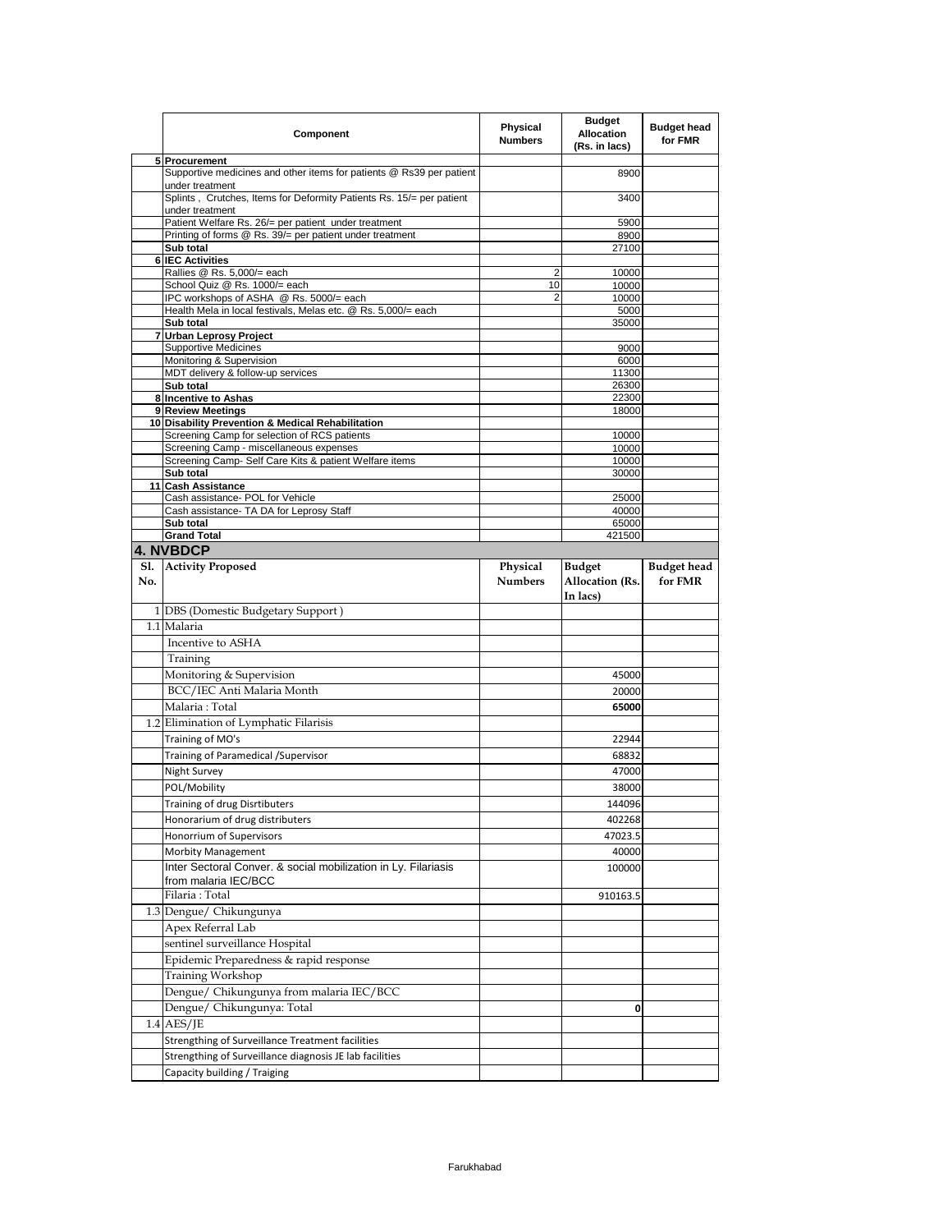| | Component | Physical Numbers | Budget Allocation (Rs. in lacs) | Budget head for FMR |
|---|---|---|---|---|
| 5 | **Procurement** | | | |
| | Supportive medicines and other items for patients @ Rs39 per patient under treatment | | 8900 | |
| | Splints , Crutches, Items for Deformity Patients Rs. 15/= per patient under treatment | | 3400 | |
| | Patient Welfare Rs. 26/= per patient under treatment | | 5900 | |
| | Printing of forms @ Rs. 39/= per patient under treatment | | 8900 | |
| | **Sub total** | | 27100 | |
| 6 | **IEC Activities** | | | |
| | Rallies @ Rs. 5,000/= each | 2 | 10000 | |
| | School Quiz @ Rs. 1000/= each | 10 | 10000 | |
| | IPC workshops of ASHA @ Rs. 5000/= each | 2 | 10000 | |
| | Health Mela in local festivals, Melas etc. @ Rs. 5,000/= each | | 5000 | |
| | **Sub total** | | 35000 | |
| 7 | **Urban Leprosy Project** | | | |
| | Supportive Medicines | | 9000 | |
| | Monitoring & Supervision | | 6000 | |
| | MDT delivery & follow-up services | | 11300 | |
| | **Sub total** | | 26300 | |
| 8 | **Incentive to Ashas** | | 22300 | |
| 9 | **Review Meetings** | | 18000 | |
| 10 | **Disability Prevention & Medical Rehabilitation** | | | |
| | Screening Camp for selection of RCS patients | | 10000 | |
| | Screening Camp - miscellaneous expenses | | 10000 | |
| | Screening Camp- Self Care Kits & patient Welfare items | | 10000 | |
| | **Sub total** | | 30000 | |
| 11 | **Cash Assistance** | | | |
| | Cash assistance- POL for Vehicle | | 25000 | |
| | Cash assistance- TA DA for Leprosy Staff | | 40000 | |
| | **Sub total** | | 65000 | |
| | **Grand Total** | | 421500 | |

## 4. NVBDCP

| Sl. No. | Activity Proposed | Physical Numbers | Budget Allocation (Rs. In lacs) | Budget head for FMR |
|---|---|---|---|---|
| 1 | DBS (Domestic Budgetary Support ) | | | |
| 1.1 | Malaria | | | |
| | Incentive to ASHA | | | |
| | Training | | | |
| | Monitoring & Supervision | | 45000 | |
| | BCC/IEC Anti Malaria Month | | 20000 | |
| | Malaria : Total | | **65000** | |
| 1.2 | Elimination of Lymphatic Filarisis | | | |
| | Training of MO's | | 22944 | |
| | Training of Paramedical /Supervisor | | 68832 | |
| | Night Survey | | 47000 | |
| | POL/Mobility | | 38000 | |
| | Training of drug Disrtibuters | | 144096 | |
| | Honorarium of drug distributers | | 402268 | |
| | Honorrium of Supervisors | | 47023.5 | |
| | Morbity Management | | 40000 | |
| | Inter Sectoral Conver. & social mobilization in Ly. Filariasis from malaria IEC/BCC | | 100000 | |
| | Filaria : Total | | 910163.5 | |
| 1.3 | Dengue/ Chikungunya | | | |
| | Apex Referral Lab | | | |
| | sentinel surveillance Hospital | | | |
| | Epidemic Preparedness & rapid response | | | |
| | Training Workshop | | | |
| | Dengue/ Chikungunya from malaria IEC/BCC | | | |
| | Dengue/ Chikungunya: Total | | **0** | |
| 1.4 | AES/JE | | | |
| | Strengthing of Surveillance Treatment facilities | | | |
| | Strengthing of Surveillance diagnosis JE lab facilities | | | |
| | Capacity building / Traiging | | | |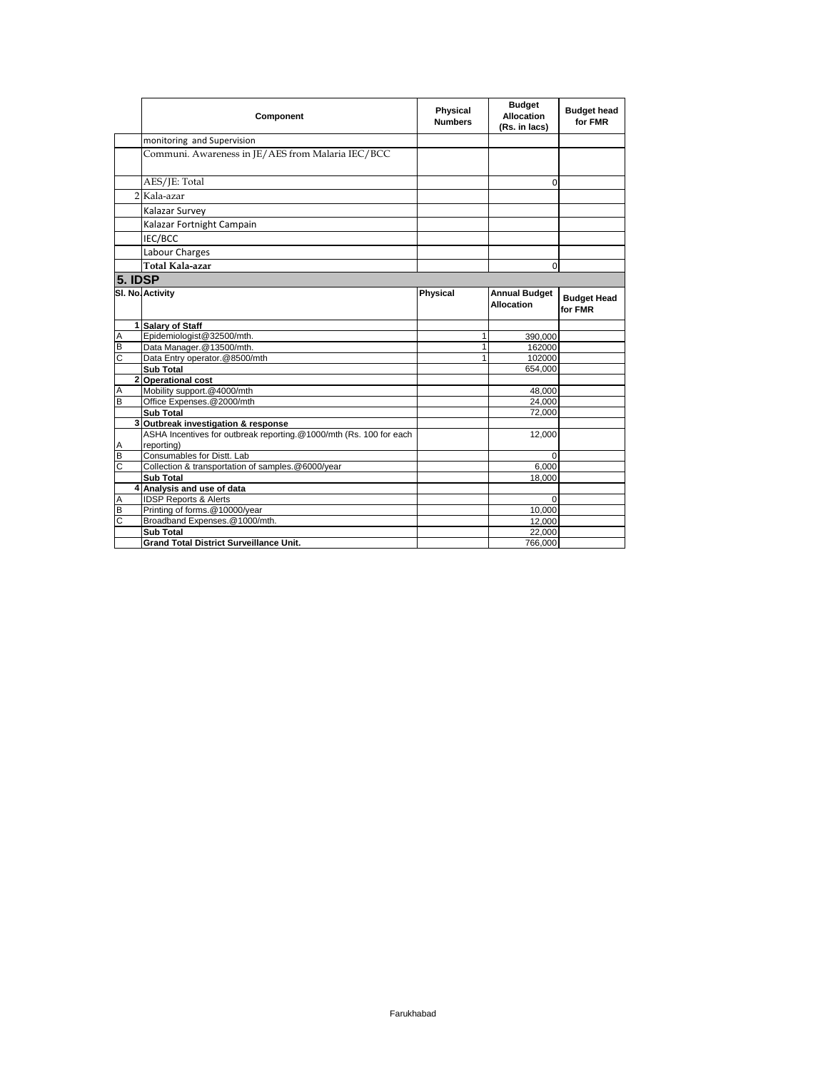| | Component | Physical Numbers | Budget Allocation (Rs. in lacs) | Budget head for FMR |
|---|---|---|---|---|
| | monitoring and Supervision | | | |
| | Communi. Awareness in JE/AES from Malaria IEC/BCC | | | |
| | AES/JE: Total | | 0 | |
| 2 | Kala-azar | | | |
| | Kalazar Survey | | | |
| | Kalazar Fortnight Campain | | | |
| | IEC/BCC | | | |
| | Labour Charges | | | |
| | **Total Kala-azar** | | 0 | |

## 5. IDSP

| Sl. No. | Activity | Physical | Annual Budget Allocation | Budget Head for FMR |
|---|---|---|---|---|
| 1 | **Salary of Staff** | | | |
| A | Epidemiologist@32500/mth. | 1 | 390,000 | |
| B | Data Manager.@13500/mth. | 1 | 162000 | |
| C | Data Entry operator.@8500/mth | 1 | 102000 | |
| | **Sub Total** | | 654,000 | |
| 2 | **Operational cost** | | | |
| A | Mobility support.@4000/mth | | 48,000 | |
| B | Office Expenses.@2000/mth | | 24,000 | |
| | **Sub Total** | | 72,000 | |
| 3 | **Outbreak investigation & response** | | | |
| A | ASHA Incentives for outbreak reporting.@1000/mth (Rs. 100 for each reporting) | | 12,000 | |
| B | Consumables for Distt. Lab | | 0 | |
| C | Collection & transportation of samples.@6000/year | | 6,000 | |
| | **Sub Total** | | 18,000 | |
| 4 | **Analysis and use of data** | | | |
| A | IDSP Reports & Alerts | | 0 | |
| B | Printing of forms.@10000/year | | 10,000 | |
| C | Broadband Expenses.@1000/mth. | | 12,000 | |
| | **Sub Total** | | 22,000 | |
| | **Grand Total District Surveillance Unit.** | | 766,000 | |